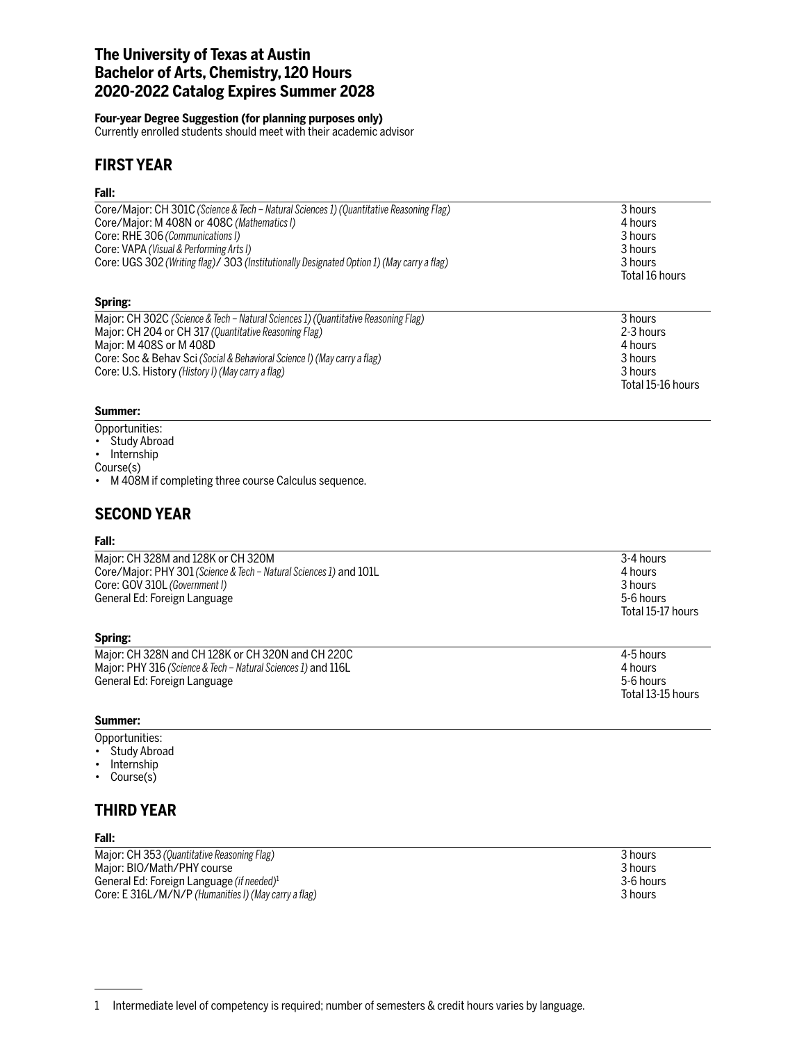# The University of Texas at Austin
# Bachelor of Arts, Chemistry, 120 Hours
# 2020-2022 Catalog Expires Summer 2028

**Four-year Degree Suggestion (for planning purposes only)**
Currently enrolled students should meet with their academic advisor

## FIRST YEAR

### Fall:

| Course | Hours |
|---|---|
| Core/Major: CH 301C *(Science & Tech – Natural Sciences 1) (Quantitative Reasoning Flag)* | 3 hours |
| Core/Major: M 408N or 408C *(Mathematics I)* | 4 hours |
| Core: RHE 306 *(Communications I)* | 3 hours |
| Core: VAPA *(Visual & Performing Arts I)* | 3 hours |
| Core: UGS 302 *(Writing flag)*/ 303 *(Institutionally Designated Option 1) (May carry a flag)* | 3 hours |
| | Total 16 hours |

### Spring:

| Course | Hours |
|---|---|
| Major: CH 302C *(Science & Tech – Natural Sciences 1) (Quantitative Reasoning Flag)* | 3 hours |
| Major: CH 204 or CH 317 *(Quantitative Reasoning Flag)* | 2-3 hours |
| Major: M 408S or M 408D | 4 hours |
| Core: Soc & Behav Sci *(Social & Behavioral Science I) (May carry a flag)* | 3 hours |
| Core: U.S. History *(History I) (May carry a flag)* | 3 hours |
| | Total 15-16 hours |

### Summer:

Opportunities:
- Study Abroad
- Internship

Course(s)
- M 408M if completing three course Calculus sequence.

## SECOND YEAR

### Fall:

| Course | Hours |
|---|---|
| Major: CH 328M and 128K or CH 320M | 3-4 hours |
| Core/Major: PHY 301 *(Science & Tech – Natural Sciences 1)* and 101L | 4 hours |
| Core: GOV 310L *(Government I)* | 3 hours |
| General Ed: Foreign Language | 5-6 hours |
| | Total 15-17 hours |

### Spring:

| Course | Hours |
|---|---|
| Major: CH 328N and CH 128K or CH 320N and CH 220C | 4-5 hours |
| Major: PHY 316 *(Science & Tech – Natural Sciences 1)* and 116L | 4 hours |
| General Ed: Foreign Language | 5-6 hours |
| | Total 13-15 hours |

### Summer:

Opportunities:
- Study Abroad
- Internship
- Course(s)

## THIRD YEAR

### Fall:

| Course | Hours |
|---|---|
| Major: CH 353 *(Quantitative Reasoning Flag)* | 3 hours |
| Major: BIO/Math/PHY course | 3 hours |
| General Ed: Foreign Language *(if needed)*[1] | 3-6 hours |
| Core: E 316L/M/N/P *(Humanities I) (May carry a flag)* | 3 hours |

1 Intermediate level of competency is required; number of semesters & credit hours varies by language.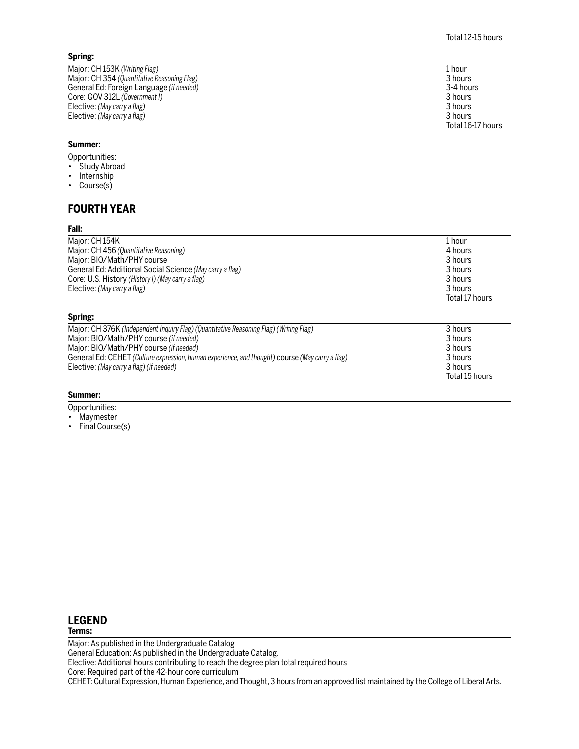Total 12-15 hours

**Spring:**

| | |
|---|---|
| Major: CH 153K *(Writing Flag)* | 1 hour |
| Major: CH 354 *(Quantitative Reasoning Flag)* | 3 hours |
| General Ed: Foreign Language *(if needed)* | 3-4 hours |
| Core: GOV 312L *(Government I)* | 3 hours |
| Elective: *(May carry a flag)* | 3 hours |
| Elective: *(May carry a flag)* | 3 hours |
| | Total 16-17 hours |

**Summer:**

Opportunities:

- Study Abroad
- Internship
- Course(s)

## FOURTH YEAR

**Fall:**

| | |
|---|---|
| Major: CH 154K | 1 hour |
| Major: CH 456 *(Quantitative Reasoning)* | 4 hours |
| Major: BIO/Math/PHY course | 3 hours |
| General Ed: Additional Social Science *(May carry a flag)* | 3 hours |
| Core: U.S. History *(History I) (May carry a flag)* | 3 hours |
| Elective: *(May carry a flag)* | 3 hours |
| | Total 17 hours |

**Spring:**

| | |
|---|---|
| Major: CH 376K *(Independent Inquiry Flag) (Quantitative Reasoning Flag) (Writing Flag)* | 3 hours |
| Major: BIO/Math/PHY course *(if needed)* | 3 hours |
| Major: BIO/Math/PHY course *(if needed)* | 3 hours |
| General Ed: CEHET *(Culture expression, human experience, and thought)* course *(May carry a flag)* | 3 hours |
| Elective: *(May carry a flag) (if needed)* | 3 hours |
| | Total 15 hours |

**Summer:**

Opportunities:

- Maymester
- Final Course(s)

## LEGEND

**Terms:**

Major: As published in the Undergraduate Catalog

General Education: As published in the Undergraduate Catalog.

Elective: Additional hours contributing to reach the degree plan total required hours

Core: Required part of the 42-hour core curriculum

CEHET: Cultural Expression, Human Experience, and Thought, 3 hours from an approved list maintained by the College of Liberal Arts.